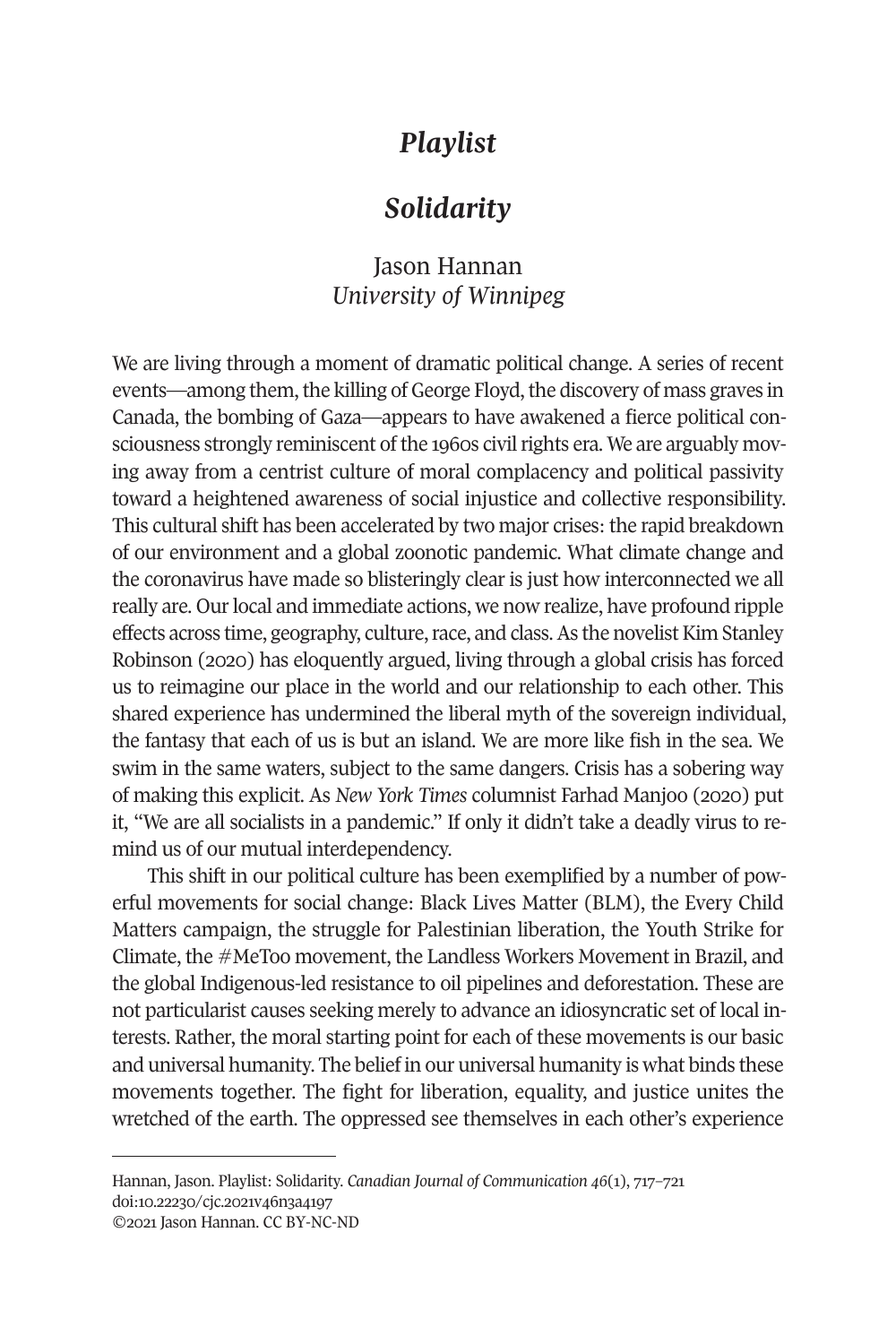# *Playlist*

## *Solidarity*

Jason Hannan
*University of Winnipeg*

We are living through a moment of dramatic political change. A series of recent events—among them, the killing of George Floyd, the discovery of mass graves in Canada, the bombing of Gaza—appears to have awakened a fierce political consciousness strongly reminiscent of the 1960s civil rights era. We are arguably moving away from a centrist culture of moral complacency and political passivity toward a heightened awareness of social injustice and collective responsibility. This cultural shift has been accelerated by two major crises: the rapid breakdown of our environment and a global zoonotic pandemic. What climate change and the coronavirus have made so blisteringly clear is just how interconnected we all really are. Our local and immediate actions, we now realize, have profound ripple effects across time, geography, culture, race, and class. As the novelist Kim Stanley Robinson (2020) has eloquently argued, living through a global crisis has forced us to reimagine our place in the world and our relationship to each other. This shared experience has undermined the liberal myth of the sovereign individual, the fantasy that each of us is but an island. We are more like fish in the sea. We swim in the same waters, subject to the same dangers. Crisis has a sobering way of making this explicit. As *New York Times* columnist Farhad Manjoo (2020) put it, "We are all socialists in a pandemic." If only it didn't take a deadly virus to remind us of our mutual interdependency.

This shift in our political culture has been exemplified by a number of powerful movements for social change: Black Lives Matter (BLM), the Every Child Matters campaign, the struggle for Palestinian liberation, the Youth Strike for Climate, the #MeToo movement, the Landless Workers Movement in Brazil, and the global Indigenous-led resistance to oil pipelines and deforestation. These are not particularist causes seeking merely to advance an idiosyncratic set of local interests. Rather, the moral starting point for each of these movements is our basic and universal humanity. The belief in our universal humanity is what binds these movements together. The fight for liberation, equality, and justice unites the wretched of the earth. The oppressed see themselves in each other's experience

---

Hannan, Jason. Playlist: Solidarity. *Canadian Journal of Communication 46*(1), 717–721
doi:10.22230/cjc.2021v46n3a4197
©2021 Jason Hannan. CC BY-NC-ND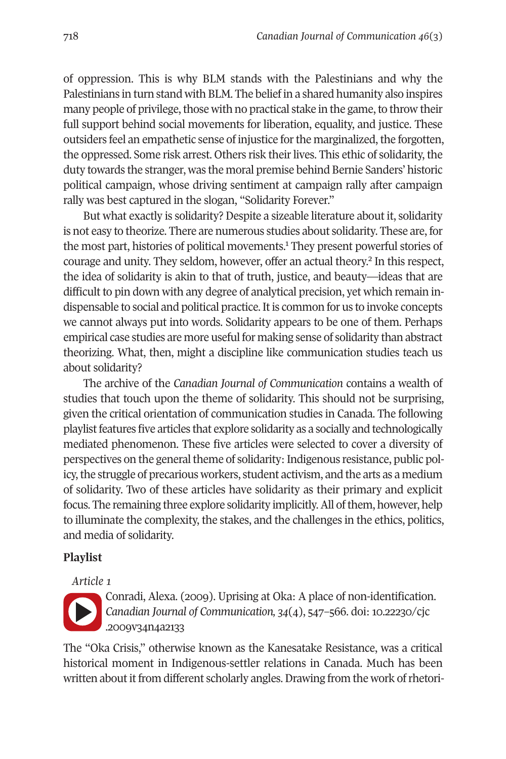of oppression. This is why BLM stands with the Palestinians and why the Palestinians in turn stand with BLM. The belief in a shared humanity also inspires many people of privilege, those with no practical stake in the game, to throw their full support behind social movements for liberation, equality, and justice. These outsiders feel an empathetic sense of injustice for the marginalized, the forgotten, the oppressed. Some risk arrest. Others risk their lives. This ethic of solidarity, the duty towards the stranger, was the moral premise behind Bernie Sanders' historic political campaign, whose driving sentiment at campaign rally after campaign rally was best captured in the slogan, "Solidarity Forever."

But what exactly is solidarity? Despite a sizeable literature about it, solidarity is not easy to theorize. There are numerous studies about solidarity. These are, for the most part, histories of political movements.[1] They present powerful stories of courage and unity. They seldom, however, offer an actual theory.[2] In this respect, the idea of solidarity is akin to that of truth, justice, and beauty—ideas that are difficult to pin down with any degree of analytical precision, yet which remain indispensable to social and political practice. It is common for us to invoke concepts we cannot always put into words. Solidarity appears to be one of them. Perhaps empirical case studies are more useful for making sense of solidarity than abstract theorizing. What, then, might a discipline like communication studies teach us about solidarity?

The archive of the *Canadian Journal of Communication* contains a wealth of studies that touch upon the theme of solidarity. This should not be surprising, given the critical orientation of communication studies in Canada. The following playlist features five articles that explore solidarity as a socially and technologically mediated phenomenon. These five articles were selected to cover a diversity of perspectives on the general theme of solidarity: Indigenous resistance, public policy, the struggle of precarious workers, student activism, and the arts as a medium of solidarity. Two of these articles have solidarity as their primary and explicit focus. The remaining three explore solidarity implicitly. All of them, however, help to illuminate the complexity, the stakes, and the challenges in the ethics, politics, and media of solidarity.

## Playlist

*Article 1*

Conradi, Alexa. (2009). Uprising at Oka: A place of non-identification. *Canadian Journal of Communication, 34*(4), 547–566. doi: 10.22230/cjc.2009v34n4a2133

The "Oka Crisis," otherwise known as the Kanesatake Resistance, was a critical historical moment in Indigenous-settler relations in Canada. Much has been written about it from different scholarly angles. Drawing from the work of rhetori-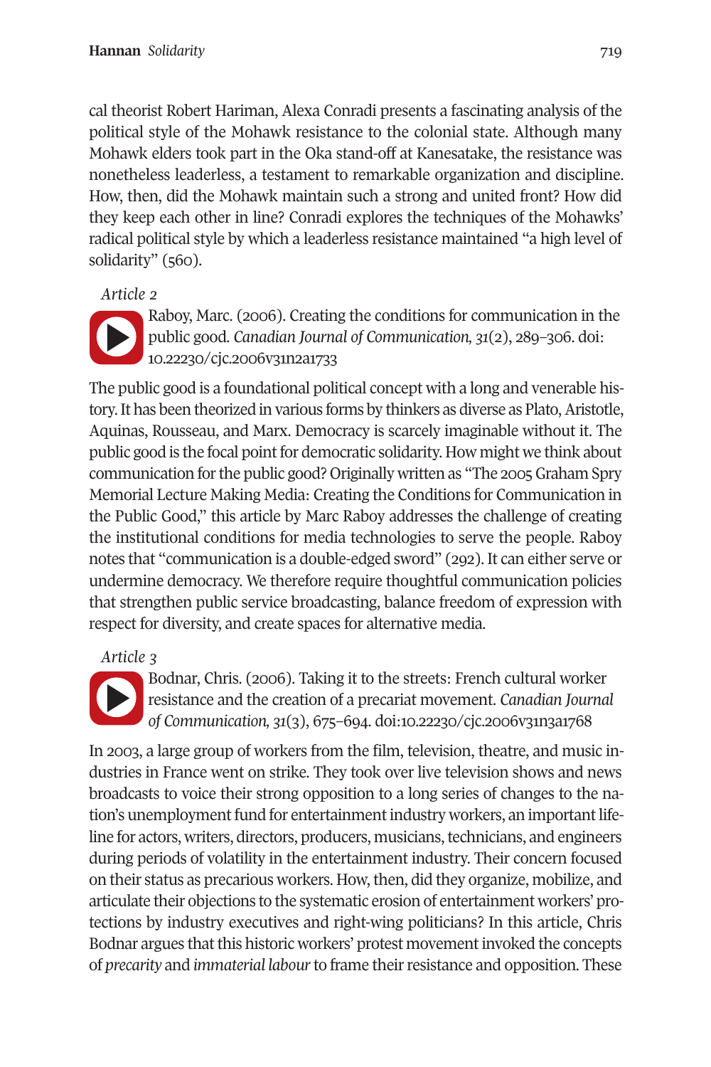cal theorist Robert Hariman, Alexa Conradi presents a fascinating analysis of the political style of the Mohawk resistance to the colonial state. Although many Mohawk elders took part in the Oka stand-off at Kanesatake, the resistance was nonetheless leaderless, a testament to remarkable organization and discipline. How, then, did the Mohawk maintain such a strong and united front? How did they keep each other in line? Conradi explores the techniques of the Mohawks' radical political style by which a leaderless resistance maintained "a high level of solidarity" (560).

*Article 2*

Raboy, Marc. (2006). Creating the conditions for communication in the public good. *Canadian Journal of Communication, 31*(2), 289–306. doi: 10.22230/cjc.2006v31n2a1733

The public good is a foundational political concept with a long and venerable history. It has been theorized in various forms by thinkers as diverse as Plato, Aristotle, Aquinas, Rousseau, and Marx. Democracy is scarcely imaginable without it. The public good is the focal point for democratic solidarity. How might we think about communication for the public good? Originally written as "The 2005 Graham Spry Memorial Lecture Making Media: Creating the Conditions for Communication in the Public Good," this article by Marc Raboy addresses the challenge of creating the institutional conditions for media technologies to serve the people. Raboy notes that "communication is a double-edged sword" (292). It can either serve or undermine democracy. We therefore require thoughtful communication policies that strengthen public service broadcasting, balance freedom of expression with respect for diversity, and create spaces for alternative media.

*Article 3*

Bodnar, Chris. (2006). Taking it to the streets: French cultural worker resistance and the creation of a precariat movement. *Canadian Journal of Communication, 31*(3), 675–694. doi:10.22230/cjc.2006v31n3a1768

In 2003, a large group of workers from the film, television, theatre, and music industries in France went on strike. They took over live television shows and news broadcasts to voice their strong opposition to a long series of changes to the nation's unemployment fund for entertainment industry workers, an important lifeline for actors, writers, directors, producers, musicians, technicians, and engineers during periods of volatility in the entertainment industry. Their concern focused on their status as precarious workers. How, then, did they organize, mobilize, and articulate their objections to the systematic erosion of entertainment workers' protections by industry executives and right-wing politicians? In this article, Chris Bodnar argues that this historic workers' protest movement invoked the concepts of *precarity* and *immaterial labour* to frame their resistance and opposition. These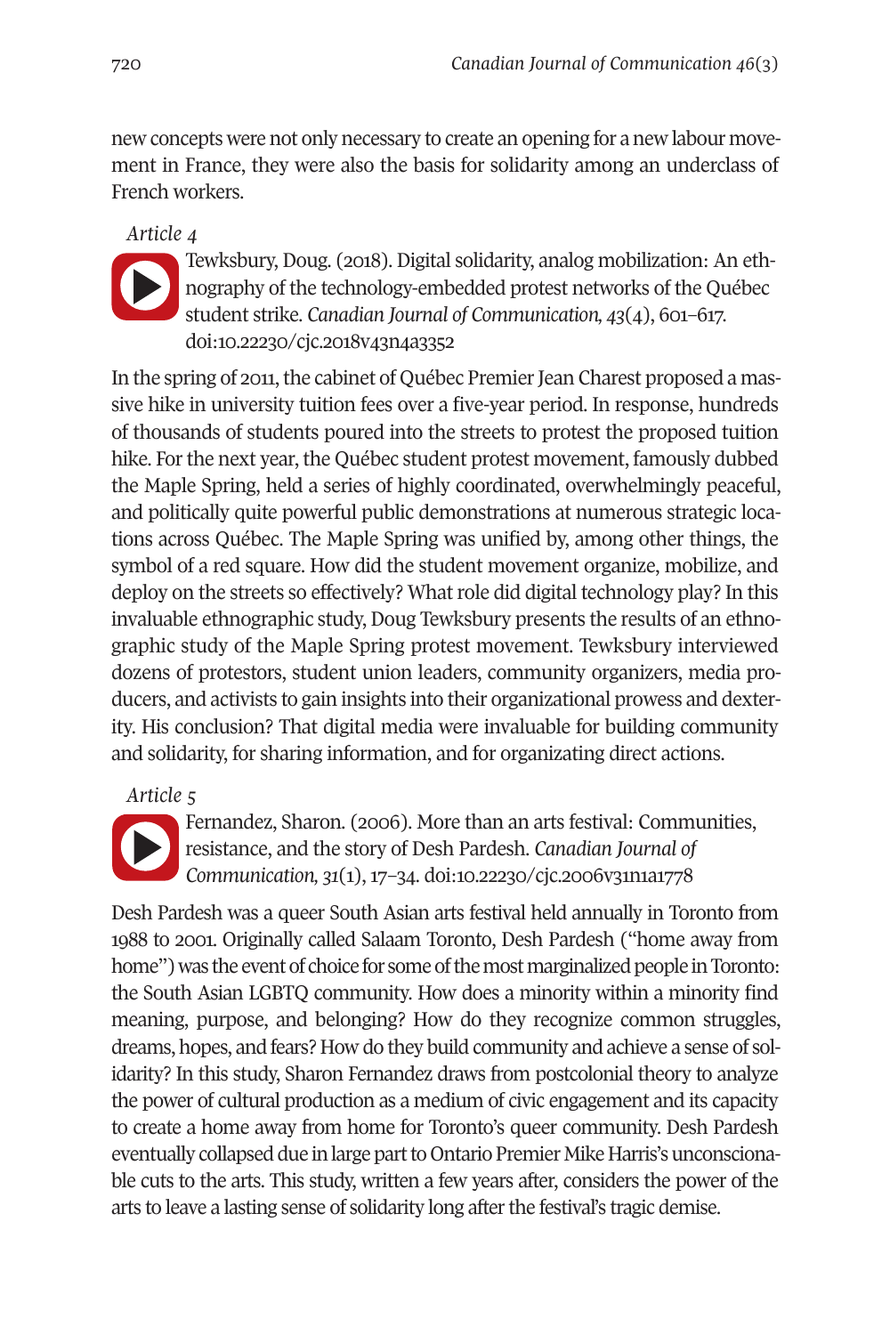new concepts were not only necessary to create an opening for a new labour movement in France, they were also the basis for solidarity among an underclass of French workers.

*Article 4*

Tewksbury, Doug. (2018). Digital solidarity, analog mobilization: An ethnography of the technology-embedded protest networks of the Québec student strike. *Canadian Journal of Communication, 43*(4), 601–617. doi:10.22230/cjc.2018v43n4a3352

In the spring of 2011, the cabinet of Québec Premier Jean Charest proposed a massive hike in university tuition fees over a five-year period. In response, hundreds of thousands of students poured into the streets to protest the proposed tuition hike. For the next year, the Québec student protest movement, famously dubbed the Maple Spring, held a series of highly coordinated, overwhelmingly peaceful, and politically quite powerful public demonstrations at numerous strategic locations across Québec. The Maple Spring was unified by, among other things, the symbol of a red square. How did the student movement organize, mobilize, and deploy on the streets so effectively? What role did digital technology play? In this invaluable ethnographic study, Doug Tewksbury presents the results of an ethnographic study of the Maple Spring protest movement. Tewksbury interviewed dozens of protestors, student union leaders, community organizers, media producers, and activists to gain insights into their organizational prowess and dexterity. His conclusion? That digital media were invaluable for building community and solidarity, for sharing information, and for organizating direct actions.

*Article 5*

Fernandez, Sharon. (2006). More than an arts festival: Communities, resistance, and the story of Desh Pardesh. *Canadian Journal of Communication, 31*(1), 17–34. doi:10.22230/cjc.2006v31n1a1778

Desh Pardesh was a queer South Asian arts festival held annually in Toronto from 1988 to 2001. Originally called Salaam Toronto, Desh Pardesh ("home away from home") was the event of choice for some of the most marginalized people in Toronto: the South Asian LGBTQ community. How does a minority within a minority find meaning, purpose, and belonging? How do they recognize common struggles, dreams, hopes, and fears? How do they build community and achieve a sense of solidarity? In this study, Sharon Fernandez draws from postcolonial theory to analyze the power of cultural production as a medium of civic engagement and its capacity to create a home away from home for Toronto's queer community. Desh Pardesh eventually collapsed due in large part to Ontario Premier Mike Harris's unconscionable cuts to the arts. This study, written a few years after, considers the power of the arts to leave a lasting sense of solidarity long after the festival's tragic demise.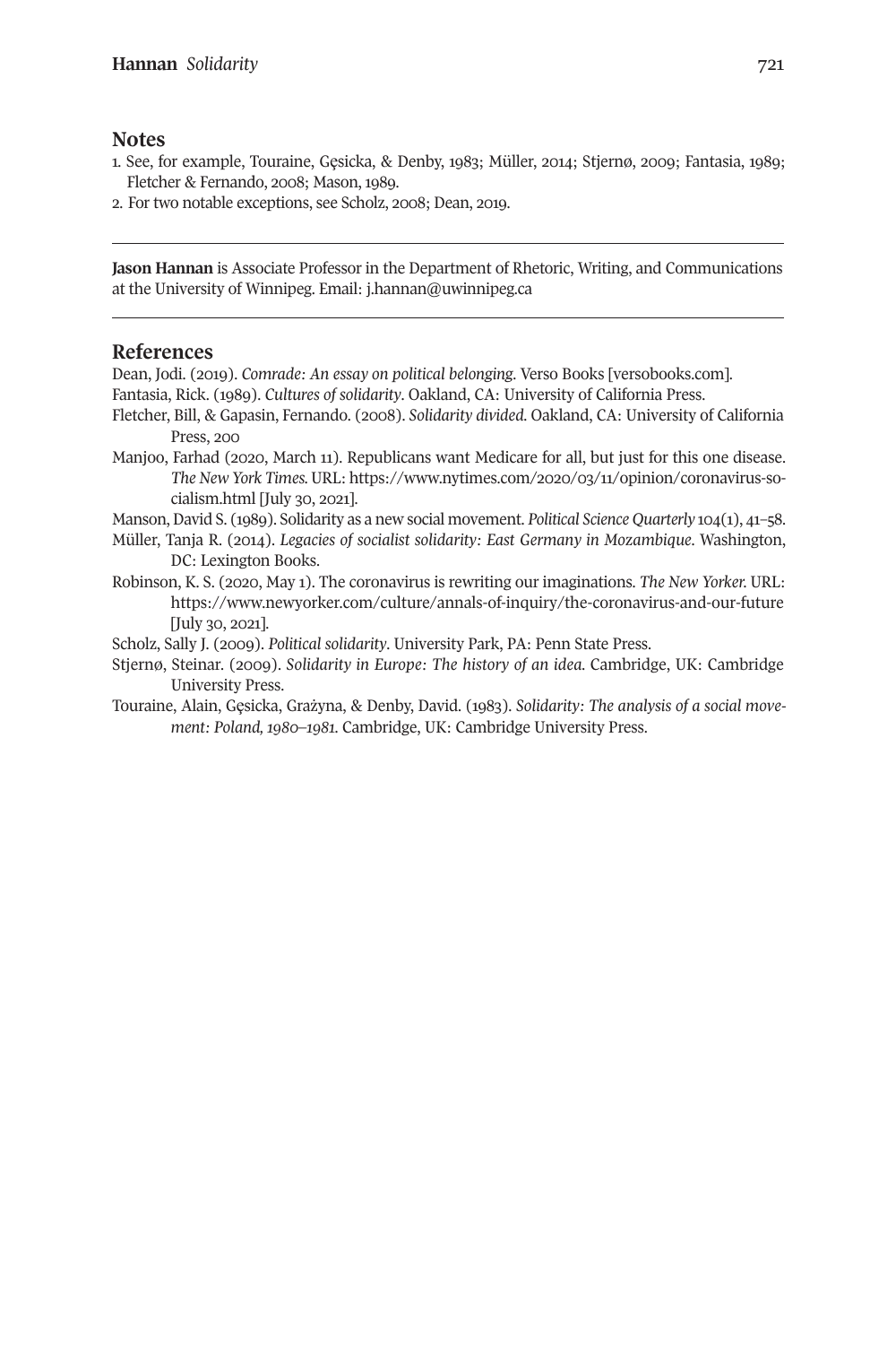## Notes

1. See, for example, Touraine, Gęsicka, & Denby, 1983; Müller, 2014; Stjernø, 2009; Fantasia, 1989; Fletcher & Fernando, 2008; Mason, 1989.
2. For two notable exceptions, see Scholz, 2008; Dean, 2019.

---

**Jason Hannan** is Associate Professor in the Department of Rhetoric, Writing, and Communications at the University of Winnipeg. Email: j.hannan@uwinnipeg.ca

---

## References

Dean, Jodi. (2019). *Comrade: An essay on political belonging.* Verso Books [versobooks.com].

Fantasia, Rick. (1989). *Cultures of solidarity*. Oakland, CA: University of California Press.

Fletcher, Bill, & Gapasin, Fernando. (2008). *Solidarity divided.* Oakland, CA: University of California Press, 200

Manjoo, Farhad (2020, March 11). Republicans want Medicare for all, but just for this one disease. *The New York Times.* URL: https://www.nytimes.com/2020/03/11/opinion/coronavirus-socialism.html [July 30, 2021].

Manson, David S. (1989). Solidarity as a new social movement. *Political Science Quarterly* 104(1), 41–58.

Müller, Tanja R. (2014). *Legacies of socialist solidarity: East Germany in Mozambique.* Washington, DC: Lexington Books.

Robinson, K. S. (2020, May 1). The coronavirus is rewriting our imaginations. *The New Yorker.* URL: https://www.newyorker.com/culture/annals-of-inquiry/the-coronavirus-and-our-future [July 30, 2021].

Scholz, Sally J. (2009). *Political solidarity*. University Park, PA: Penn State Press.

Stjernø, Steinar. (2009). *Solidarity in Europe: The history of an idea.* Cambridge, UK: Cambridge University Press.

Touraine, Alain, Gęsicka, Grażyna, & Denby, David. (1983). *Solidarity: The analysis of a social movement: Poland, 1980–1981.* Cambridge, UK: Cambridge University Press.